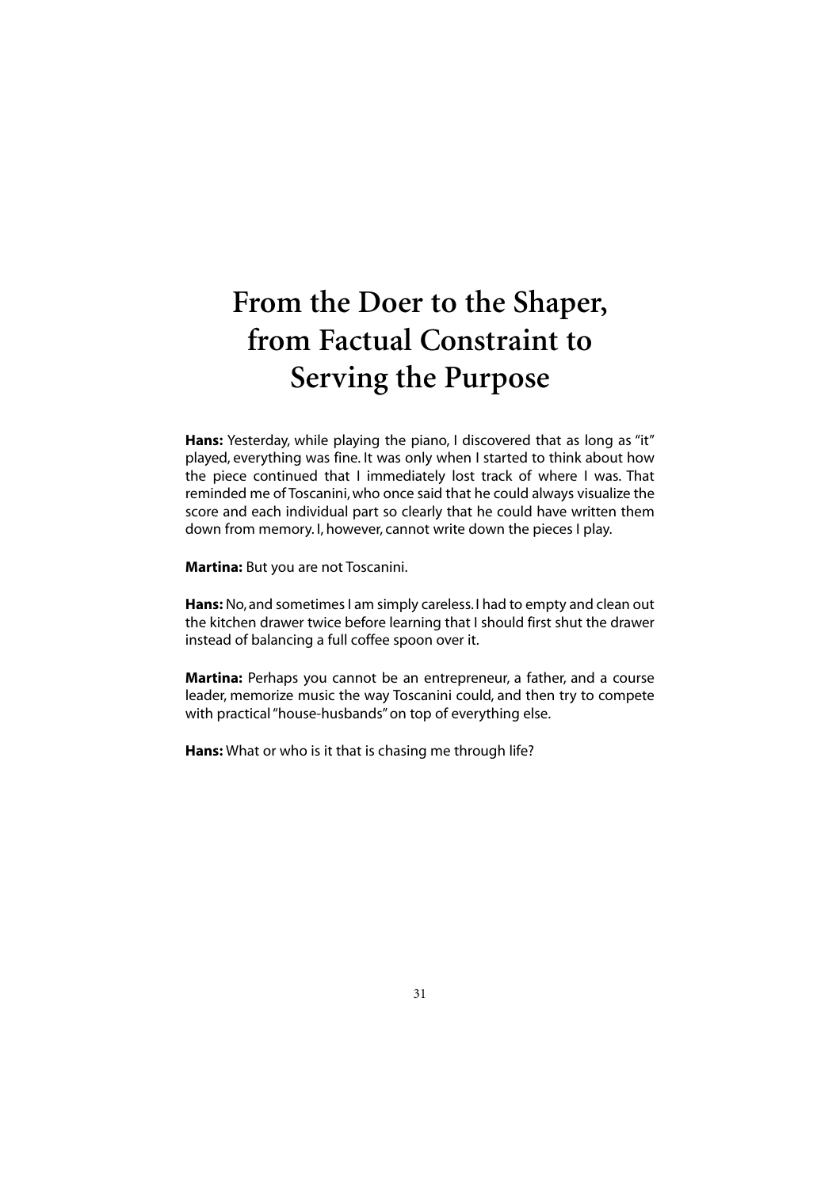# From the Doer to the Shaper, from Factual Constraint to Serving the Purpose

**Hans:** Yesterday, while playing the piano, I discovered that as long as "it" played, everything was fine. It was only when I started to think about how the piece continued that I immediately lost track of where I was. That reminded me of Toscanini, who once said that he could always visualize the score and each individual part so clearly that he could have written them down from memory. I, however, cannot write down the pieces I play.

**Martina:** But you are not Toscanini.

**Hans:** No, and sometimes I am simply careless. I had to empty and clean out the kitchen drawer twice before learning that I should first shut the drawer instead of balancing a full coffee spoon over it.

**Martina:** Perhaps you cannot be an entrepreneur, a father, and a course leader, memorize music the way Toscanini could, and then try to compete with practical "house-husbands" on top of everything else.

**Hans:** What or who is it that is chasing me through life?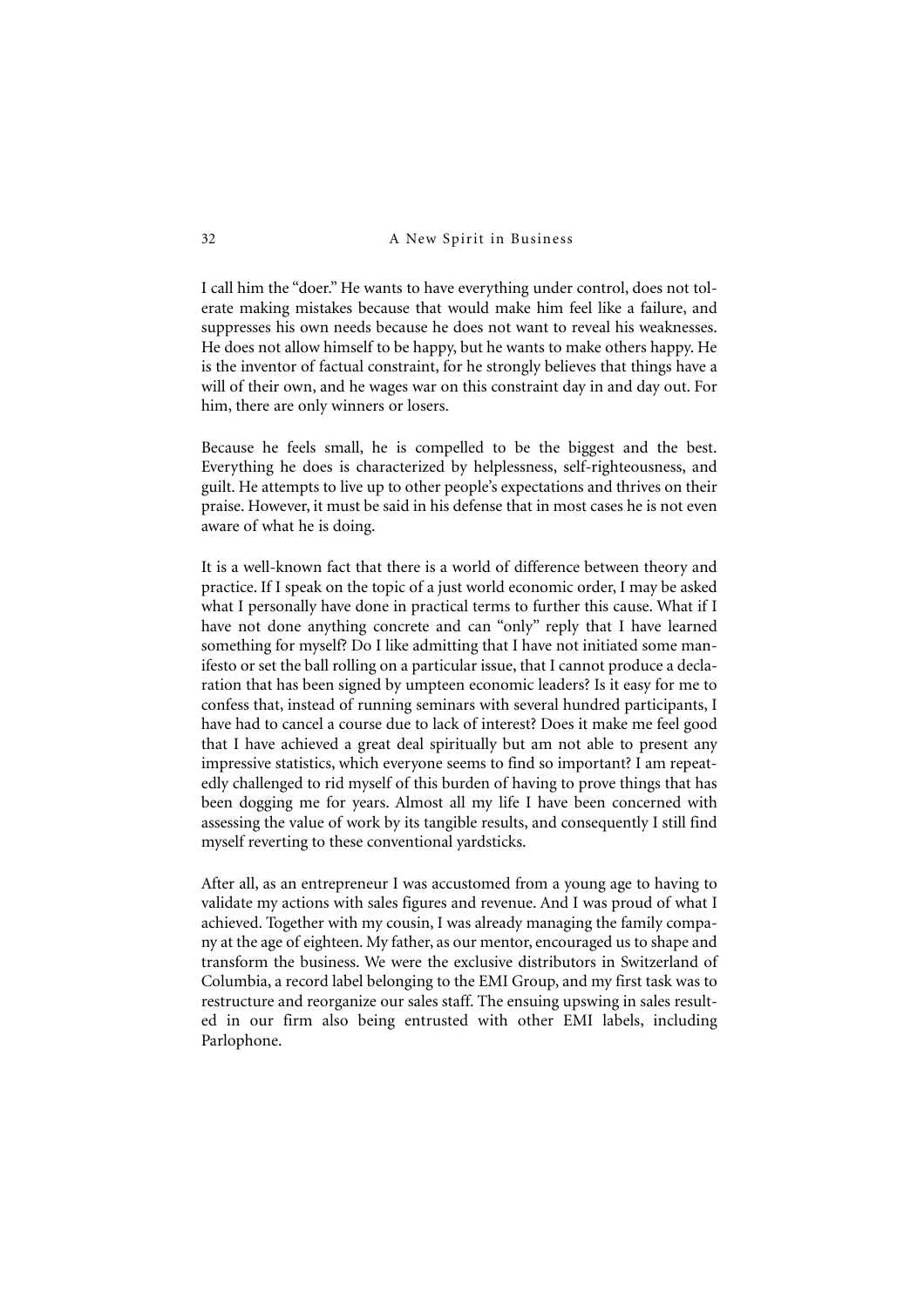I call him the "doer." He wants to have everything under control, does not tolerate making mistakes because that would make him feel like a failure, and suppresses his own needs because he does not want to reveal his weaknesses. He does not allow himself to be happy, but he wants to make others happy. He is the inventor of factual constraint, for he strongly believes that things have a will of their own, and he wages war on this constraint day in and day out. For him, there are only winners or losers.

Because he feels small, he is compelled to be the biggest and the best. Everything he does is characterized by helplessness, self-righteousness, and guilt. He attempts to live up to other people's expectations and thrives on their praise. However, it must be said in his defense that in most cases he is not even aware of what he is doing.

It is a well-known fact that there is a world of difference between theory and practice. If I speak on the topic of a just world economic order, I may be asked what I personally have done in practical terms to further this cause. What if I have not done anything concrete and can "only" reply that I have learned something for myself? Do I like admitting that I have not initiated some manifesto or set the ball rolling on a particular issue, that I cannot produce a declaration that has been signed by umpteen economic leaders? Is it easy for me to confess that, instead of running seminars with several hundred participants, I have had to cancel a course due to lack of interest? Does it make me feel good that I have achieved a great deal spiritually but am not able to present any impressive statistics, which everyone seems to find so important? I am repeatedly challenged to rid myself of this burden of having to prove things that has been dogging me for years. Almost all my life I have been concerned with assessing the value of work by its tangible results, and consequently I still find myself reverting to these conventional yardsticks.

After all, as an entrepreneur I was accustomed from a young age to having to validate my actions with sales figures and revenue. And I was proud of what I achieved. Together with my cousin, I was already managing the family company at the age of eighteen. My father, as our mentor, encouraged us to shape and transform the business. We were the exclusive distributors in Switzerland of Columbia, a record label belonging to the EMI Group, and my first task was to restructure and reorganize our sales staff. The ensuing upswing in sales resulted in our firm also being entrusted with other EMI labels, including Parlophone.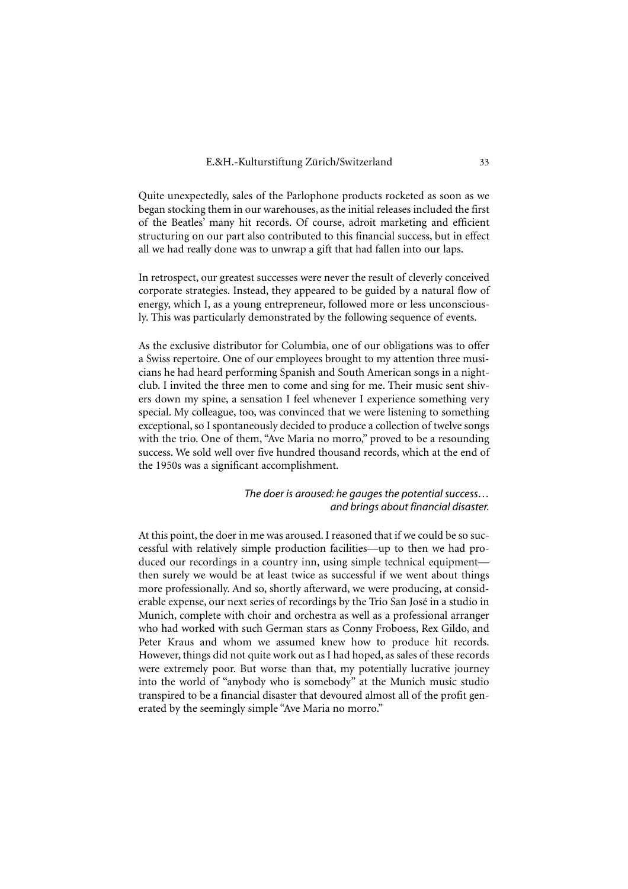Quite unexpectedly, sales of the Parlophone products rocketed as soon as we began stocking them in our warehouses, as the initial releases included the first of the Beatles' many hit records. Of course, adroit marketing and efficient structuring on our part also contributed to this financial success, but in effect all we had really done was to unwrap a gift that had fallen into our laps.

In retrospect, our greatest successes were never the result of cleverly conceived corporate strategies. Instead, they appeared to be guided by a natural flow of energy, which I, as a young entrepreneur, followed more or less unconsciously. This was particularly demonstrated by the following sequence of events.

As the exclusive distributor for Columbia, one of our obligations was to offer a Swiss repertoire. One of our employees brought to my attention three musicians he had heard performing Spanish and South American songs in a nightclub. I invited the three men to come and sing for me. Their music sent shivers down my spine, a sensation I feel whenever I experience something very special. My colleague, too, was convinced that we were listening to something exceptional, so I spontaneously decided to produce a collection of twelve songs with the trio. One of them, "Ave Maria no morro," proved to be a resounding success. We sold well over five hundred thousand records, which at the end of the 1950s was a significant accomplishment.

*The doer is aroused: he gauges the potential success…*
*and brings about financial disaster.*

At this point, the doer in me was aroused. I reasoned that if we could be so successful with relatively simple production facilities—up to then we had produced our recordings in a country inn, using simple technical equipment—then surely we would be at least twice as successful if we went about things more professionally. And so, shortly afterward, we were producing, at considerable expense, our next series of recordings by the Trio San José in a studio in Munich, complete with choir and orchestra as well as a professional arranger who had worked with such German stars as Conny Froboess, Rex Gildo, and Peter Kraus and whom we assumed knew how to produce hit records. However, things did not quite work out as I had hoped, as sales of these records were extremely poor. But worse than that, my potentially lucrative journey into the world of "anybody who is somebody" at the Munich music studio transpired to be a financial disaster that devoured almost all of the profit generated by the seemingly simple "Ave Maria no morro."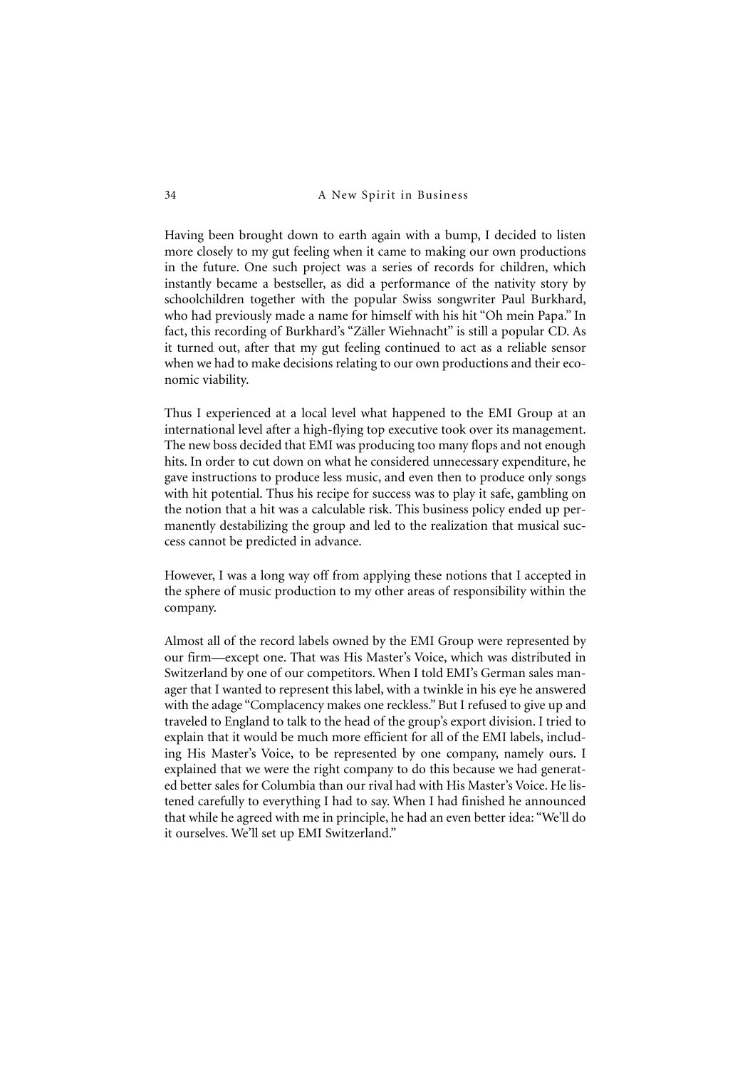Having been brought down to earth again with a bump, I decided to listen more closely to my gut feeling when it came to making our own productions in the future. One such project was a series of records for children, which instantly became a bestseller, as did a performance of the nativity story by schoolchildren together with the popular Swiss songwriter Paul Burkhard, who had previously made a name for himself with his hit "Oh mein Papa." In fact, this recording of Burkhard's "Zäller Wiehnacht" is still a popular CD. As it turned out, after that my gut feeling continued to act as a reliable sensor when we had to make decisions relating to our own productions and their economic viability.

Thus I experienced at a local level what happened to the EMI Group at an international level after a high-flying top executive took over its management. The new boss decided that EMI was producing too many flops and not enough hits. In order to cut down on what he considered unnecessary expenditure, he gave instructions to produce less music, and even then to produce only songs with hit potential. Thus his recipe for success was to play it safe, gambling on the notion that a hit was a calculable risk. This business policy ended up permanently destabilizing the group and led to the realization that musical success cannot be predicted in advance.

However, I was a long way off from applying these notions that I accepted in the sphere of music production to my other areas of responsibility within the company.

Almost all of the record labels owned by the EMI Group were represented by our firm—except one. That was His Master's Voice, which was distributed in Switzerland by one of our competitors. When I told EMI's German sales manager that I wanted to represent this label, with a twinkle in his eye he answered with the adage "Complacency makes one reckless." But I refused to give up and traveled to England to talk to the head of the group's export division. I tried to explain that it would be much more efficient for all of the EMI labels, including His Master's Voice, to be represented by one company, namely ours. I explained that we were the right company to do this because we had generated better sales for Columbia than our rival had with His Master's Voice. He listened carefully to everything I had to say. When I had finished he announced that while he agreed with me in principle, he had an even better idea: "We'll do it ourselves. We'll set up EMI Switzerland."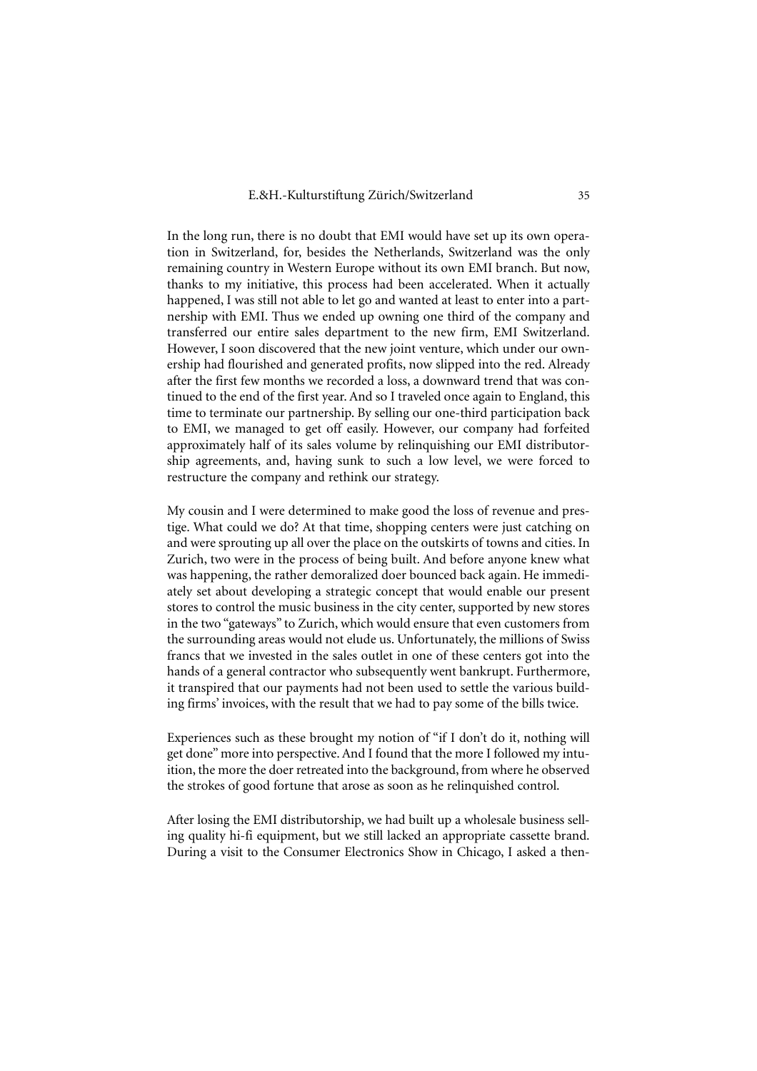In the long run, there is no doubt that EMI would have set up its own operation in Switzerland, for, besides the Netherlands, Switzerland was the only remaining country in Western Europe without its own EMI branch. But now, thanks to my initiative, this process had been accelerated. When it actually happened, I was still not able to let go and wanted at least to enter into a partnership with EMI. Thus we ended up owning one third of the company and transferred our entire sales department to the new firm, EMI Switzerland. However, I soon discovered that the new joint venture, which under our ownership had flourished and generated profits, now slipped into the red. Already after the first few months we recorded a loss, a downward trend that was continued to the end of the first year. And so I traveled once again to England, this time to terminate our partnership. By selling our one-third participation back to EMI, we managed to get off easily. However, our company had forfeited approximately half of its sales volume by relinquishing our EMI distributorship agreements, and, having sunk to such a low level, we were forced to restructure the company and rethink our strategy.

My cousin and I were determined to make good the loss of revenue and prestige. What could we do? At that time, shopping centers were just catching on and were sprouting up all over the place on the outskirts of towns and cities. In Zurich, two were in the process of being built. And before anyone knew what was happening, the rather demoralized doer bounced back again. He immediately set about developing a strategic concept that would enable our present stores to control the music business in the city center, supported by new stores in the two "gateways" to Zurich, which would ensure that even customers from the surrounding areas would not elude us. Unfortunately, the millions of Swiss francs that we invested in the sales outlet in one of these centers got into the hands of a general contractor who subsequently went bankrupt. Furthermore, it transpired that our payments had not been used to settle the various building firms' invoices, with the result that we had to pay some of the bills twice.

Experiences such as these brought my notion of "if I don't do it, nothing will get done" more into perspective. And I found that the more I followed my intuition, the more the doer retreated into the background, from where he observed the strokes of good fortune that arose as soon as he relinquished control.

After losing the EMI distributorship, we had built up a wholesale business selling quality hi-fi equipment, but we still lacked an appropriate cassette brand. During a visit to the Consumer Electronics Show in Chicago, I asked a then-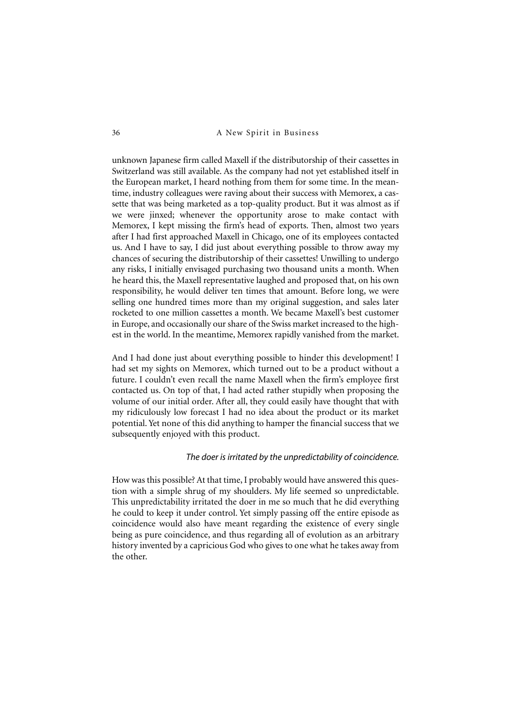unknown Japanese firm called Maxell if the distributorship of their cassettes in Switzerland was still available. As the company had not yet established itself in the European market, I heard nothing from them for some time. In the meantime, industry colleagues were raving about their success with Memorex, a cassette that was being marketed as a top-quality product. But it was almost as if we were jinxed; whenever the opportunity arose to make contact with Memorex, I kept missing the firm's head of exports. Then, almost two years after I had first approached Maxell in Chicago, one of its employees contacted us. And I have to say, I did just about everything possible to throw away my chances of securing the distributorship of their cassettes! Unwilling to undergo any risks, I initially envisaged purchasing two thousand units a month. When he heard this, the Maxell representative laughed and proposed that, on his own responsibility, he would deliver ten times that amount. Before long, we were selling one hundred times more than my original suggestion, and sales later rocketed to one million cassettes a month. We became Maxell's best customer in Europe, and occasionally our share of the Swiss market increased to the highest in the world. In the meantime, Memorex rapidly vanished from the market.

And I had done just about everything possible to hinder this development! I had set my sights on Memorex, which turned out to be a product without a future. I couldn't even recall the name Maxell when the firm's employee first contacted us. On top of that, I had acted rather stupidly when proposing the volume of our initial order. After all, they could easily have thought that with my ridiculously low forecast I had no idea about the product or its market potential. Yet none of this did anything to hamper the financial success that we subsequently enjoyed with this product.

*The doer is irritated by the unpredictability of coincidence.*

How was this possible? At that time, I probably would have answered this question with a simple shrug of my shoulders. My life seemed so unpredictable. This unpredictability irritated the doer in me so much that he did everything he could to keep it under control. Yet simply passing off the entire episode as coincidence would also have meant regarding the existence of every single being as pure coincidence, and thus regarding all of evolution as an arbitrary history invented by a capricious God who gives to one what he takes away from the other.